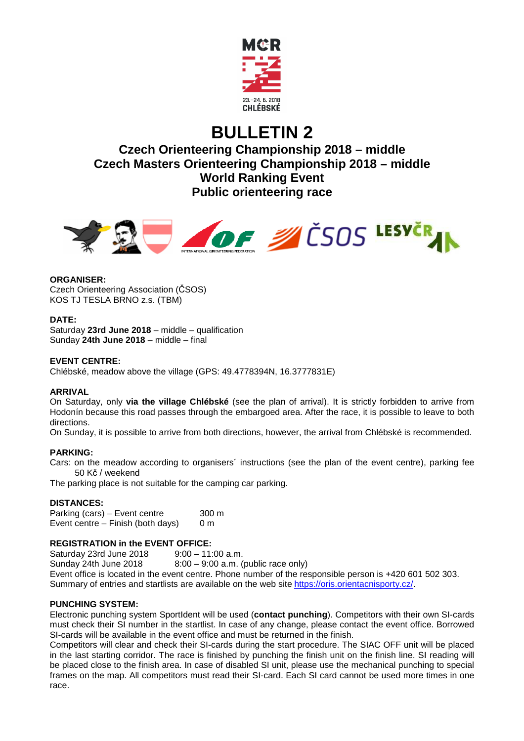MČR

23.–24. 6. 2018
CHLÉBSKÉ

# BULLETIN 2

## Czech Orienteering Championship 2018 – middle
## Czech Masters Orienteering Championship 2018 – middle
## World Ranking Event
## Public orienteering race

**ORGANISER:**
Czech Orienteering Association (ČSOS)
KOS TJ TESLA BRNO z.s. (TBM)

**DATE:**
Saturday **23rd June 2018** – middle – qualification
Sunday **24th June 2018** – middle – final

**EVENT CENTRE:**
Chlébské, meadow above the village (GPS: 49.4778394N, 16.3777831E)

**ARRIVAL**
On Saturday, only **via the village Chlébské** (see the plan of arrival). It is strictly forbidden to arrive from Hodonín because this road passes through the embargoed area. After the race, it is possible to leave to both directions.
On Sunday, it is possible to arrive from both directions, however, the arrival from Chlébské is recommended.

**PARKING:**
Cars: on the meadow according to organisers´ instructions (see the plan of the event centre), parking fee 50 Kč / weekend
The parking place is not suitable for the camping car parking.

**DISTANCES:**

| | |
|---|---|
| Parking (cars) – Event centre | 300 m |
| Event centre – Finish (both days) | 0 m |

**REGISTRATION in the EVENT OFFICE:**

| | |
|---|---|
| Saturday 23rd June 2018 | 9:00 – 11:00 a.m. |
| Sunday 24th June 2018 | 8:00 – 9:00 a.m. (public race only) |

Event office is located in the event centre. Phone number of the responsible person is +420 601 502 303.
Summary of entries and startlists are available on the web site https://oris.orientacnisporty.cz/.

**PUNCHING SYSTEM:**
Electronic punching system SportIdent will be used (**contact punching**). Competitors with their own SI-cards must check their SI number in the startlist. In case of any change, please contact the event office. Borrowed SI-cards will be available in the event office and must be returned in the finish.
Competitors will clear and check their SI-cards during the start procedure. The SIAC OFF unit will be placed in the last starting corridor. The race is finished by punching the finish unit on the finish line. SI reading will be placed close to the finish area. In case of disabled SI unit, please use the mechanical punching to special frames on the map. All competitors must read their SI-card. Each SI card cannot be used more times in one race.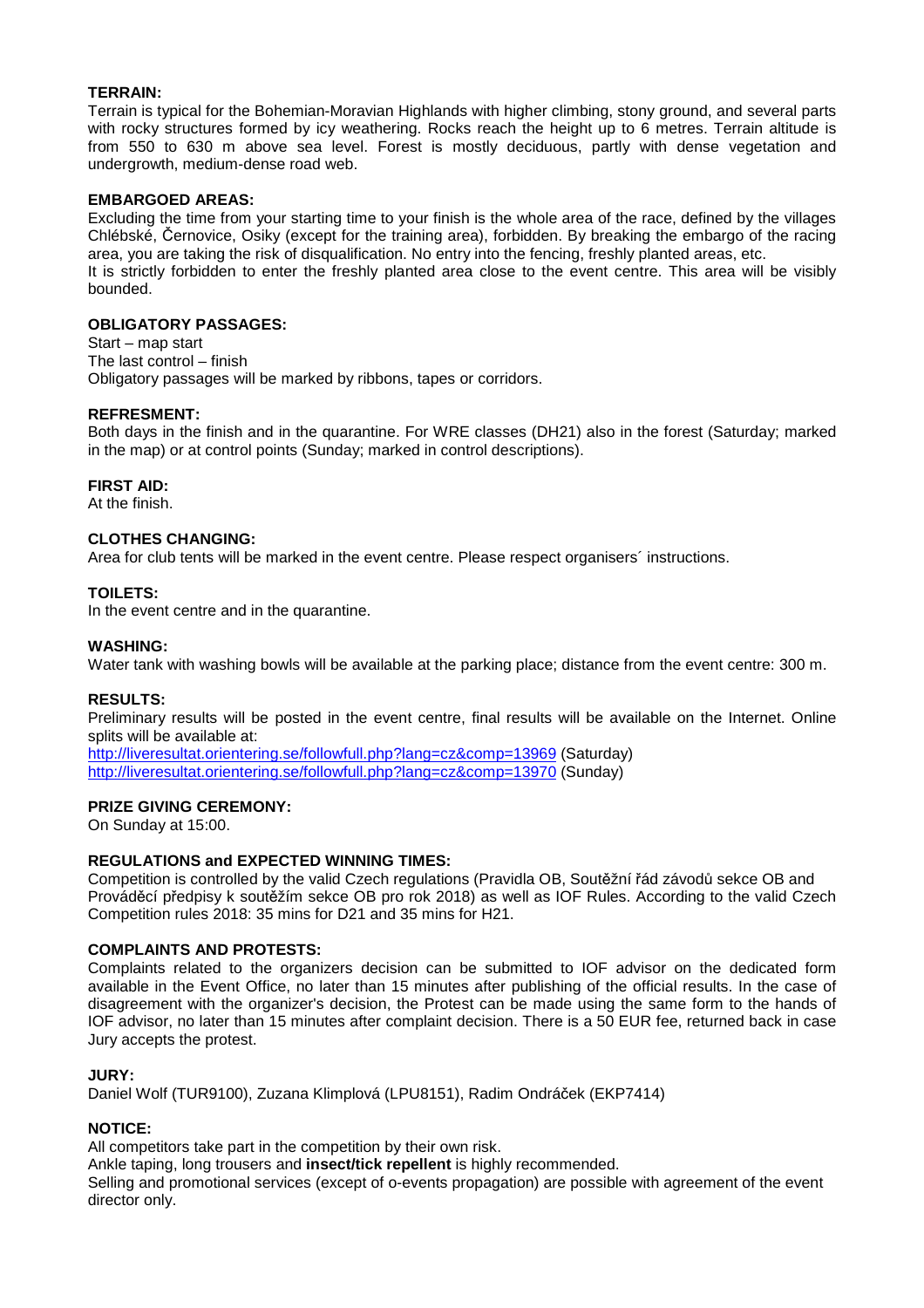**TERRAIN:**

Terrain is typical for the Bohemian-Moravian Highlands with higher climbing, stony ground, and several parts with rocky structures formed by icy weathering. Rocks reach the height up to 6 metres. Terrain altitude is from 550 to 630 m above sea level. Forest is mostly deciduous, partly with dense vegetation and undergrowth, medium-dense road web.

**EMBARGOED AREAS:**

Excluding the time from your starting time to your finish is the whole area of the race, defined by the villages Chlébské, Černovice, Osiky (except for the training area), forbidden. By breaking the embargo of the racing area, you are taking the risk of disqualification. No entry into the fencing, freshly planted areas, etc.
It is strictly forbidden to enter the freshly planted area close to the event centre. This area will be visibly bounded.

**OBLIGATORY PASSAGES:**

Start – map start
The last control – finish
Obligatory passages will be marked by ribbons, tapes or corridors.

**REFRESMENT:**

Both days in the finish and in the quarantine. For WRE classes (DH21) also in the forest (Saturday; marked in the map) or at control points (Sunday; marked in control descriptions).

**FIRST AID:**

At the finish.

**CLOTHES CHANGING:**

Area for club tents will be marked in the event centre. Please respect organisers´ instructions.

**TOILETS:**

In the event centre and in the quarantine.

**WASHING:**

Water tank with washing bowls will be available at the parking place; distance from the event centre: 300 m.

**RESULTS:**

Preliminary results will be posted in the event centre, final results will be available on the Internet. Online splits will be available at:
http://liveresultat.orientering.se/followfull.php?lang=cz&comp=13969 (Saturday)
http://liveresultat.orientering.se/followfull.php?lang=cz&comp=13970 (Sunday)

**PRIZE GIVING CEREMONY:**

On Sunday at 15:00.

**REGULATIONS and EXPECTED WINNING TIMES:**

Competition is controlled by the valid Czech regulations (Pravidla OB, Soutěžní řád závodů sekce OB and Prováděcí předpisy k soutěžím sekce OB pro rok 2018) as well as IOF Rules. According to the valid Czech Competition rules 2018: 35 mins for D21 and 35 mins for H21.

**COMPLAINTS AND PROTESTS:**

Complaints related to the organizers decision can be submitted to IOF advisor on the dedicated form available in the Event Office, no later than 15 minutes after publishing of the official results. In the case of disagreement with the organizer's decision, the Protest can be made using the same form to the hands of IOF advisor, no later than 15 minutes after complaint decision. There is a 50 EUR fee, returned back in case Jury accepts the protest.

**JURY:**

Daniel Wolf (TUR9100), Zuzana Klimplová (LPU8151), Radim Ondráček (EKP7414)

**NOTICE:**

All competitors take part in the competition by their own risk.
Ankle taping, long trousers and **insect/tick repellent** is highly recommended.
Selling and promotional services (except of o-events propagation) are possible with agreement of the event director only.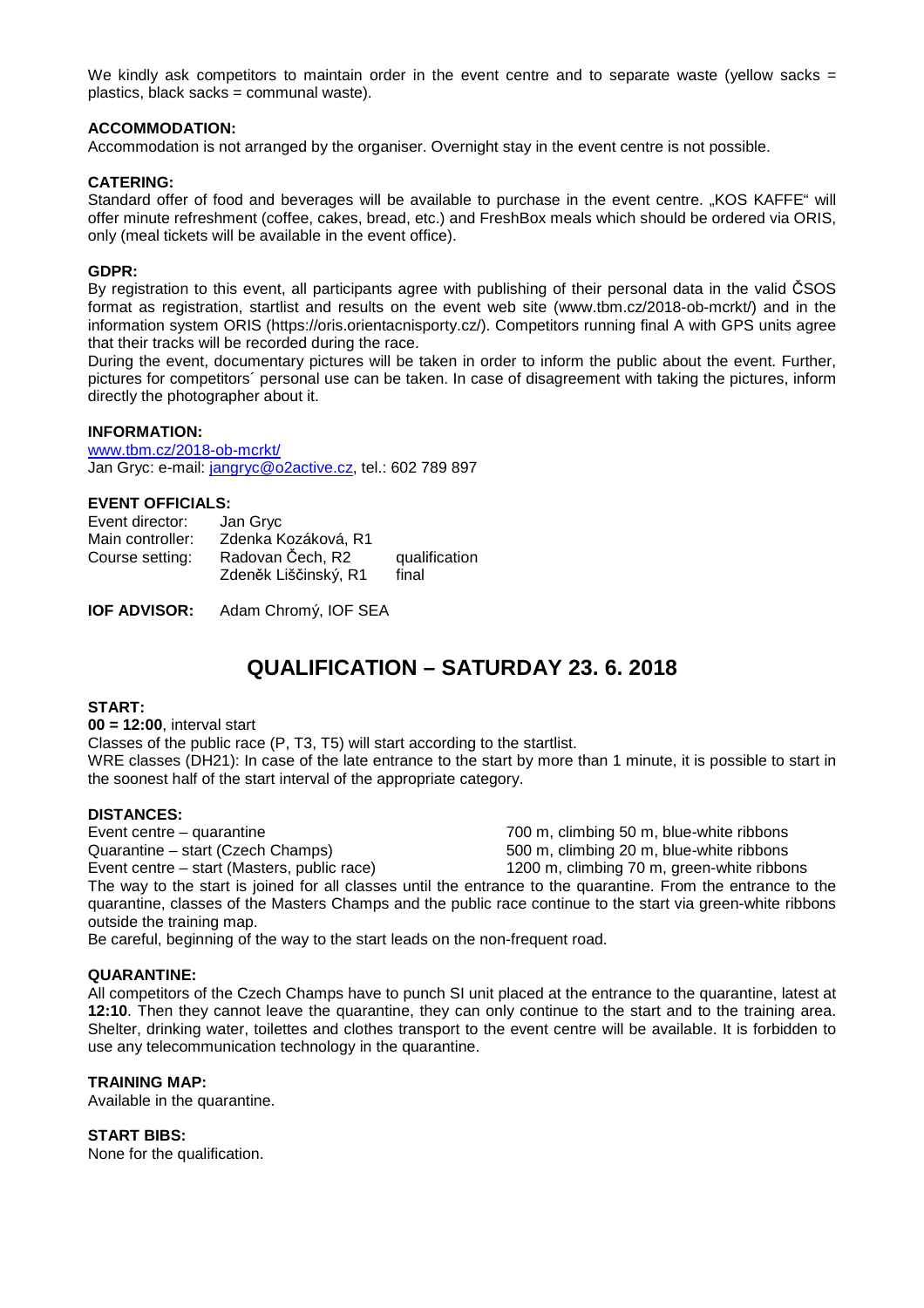We kindly ask competitors to maintain order in the event centre and to separate waste (yellow sacks = plastics, black sacks = communal waste).

**ACCOMMODATION:**

Accommodation is not arranged by the organiser. Overnight stay in the event centre is not possible.

**CATERING:**

Standard offer of food and beverages will be available to purchase in the event centre. „KOS KAFFE" will offer minute refreshment (coffee, cakes, bread, etc.) and FreshBox meals which should be ordered via ORIS, only (meal tickets will be available in the event office).

**GDPR:**

By registration to this event, all participants agree with publishing of their personal data in the valid ČSOS format as registration, startlist and results on the event web site (www.tbm.cz/2018-ob-mcrkt/) and in the information system ORIS (https://oris.orientacnisporty.cz/). Competitors running final A with GPS units agree that their tracks will be recorded during the race.

During the event, documentary pictures will be taken in order to inform the public about the event. Further, pictures for competitors´ personal use can be taken. In case of disagreement with taking the pictures, inform directly the photographer about it.

**INFORMATION:**

www.tbm.cz/2018-ob-mcrkt/
Jan Gryc: e-mail: jangryc@o2active.cz, tel.: 602 789 897

**EVENT OFFICIALS:**

| | | |
|---|---|---|
| Event director: | Jan Gryc | |
| Main controller: | Zdenka Kozáková, R1 | |
| Course setting: | Radovan Čech, R2 | qualification |
| | Zdeněk Liščinský, R1 | final |

**IOF ADVISOR:** Adam Chromý, IOF SEA

# QUALIFICATION – SATURDAY 23. 6. 2018

**START:**

**00 = 12:00**, interval start

Classes of the public race (P, T3, T5) will start according to the startlist.

WRE classes (DH21): In case of the late entrance to the start by more than 1 minute, it is possible to start in the soonest half of the start interval of the appropriate category.

**DISTANCES:**

| | |
|---|---|
| Event centre – quarantine | 700 m, climbing 50 m, blue-white ribbons |
| Quarantine – start (Czech Champs) | 500 m, climbing 20 m, blue-white ribbons |
| Event centre – start (Masters, public race) | 1200 m, climbing 70 m, green-white ribbons |

The way to the start is joined for all classes until the entrance to the quarantine. From the entrance to the quarantine, classes of the Masters Champs and the public race continue to the start via green-white ribbons outside the training map.

Be careful, beginning of the way to the start leads on the non-frequent road.

**QUARANTINE:**

All competitors of the Czech Champs have to punch SI unit placed at the entrance to the quarantine, latest at **12:10**. Then they cannot leave the quarantine, they can only continue to the start and to the training area. Shelter, drinking water, toilettes and clothes transport to the event centre will be available. It is forbidden to use any telecommunication technology in the quarantine.

**TRAINING MAP:**

Available in the quarantine.

**START BIBS:**

None for the qualification.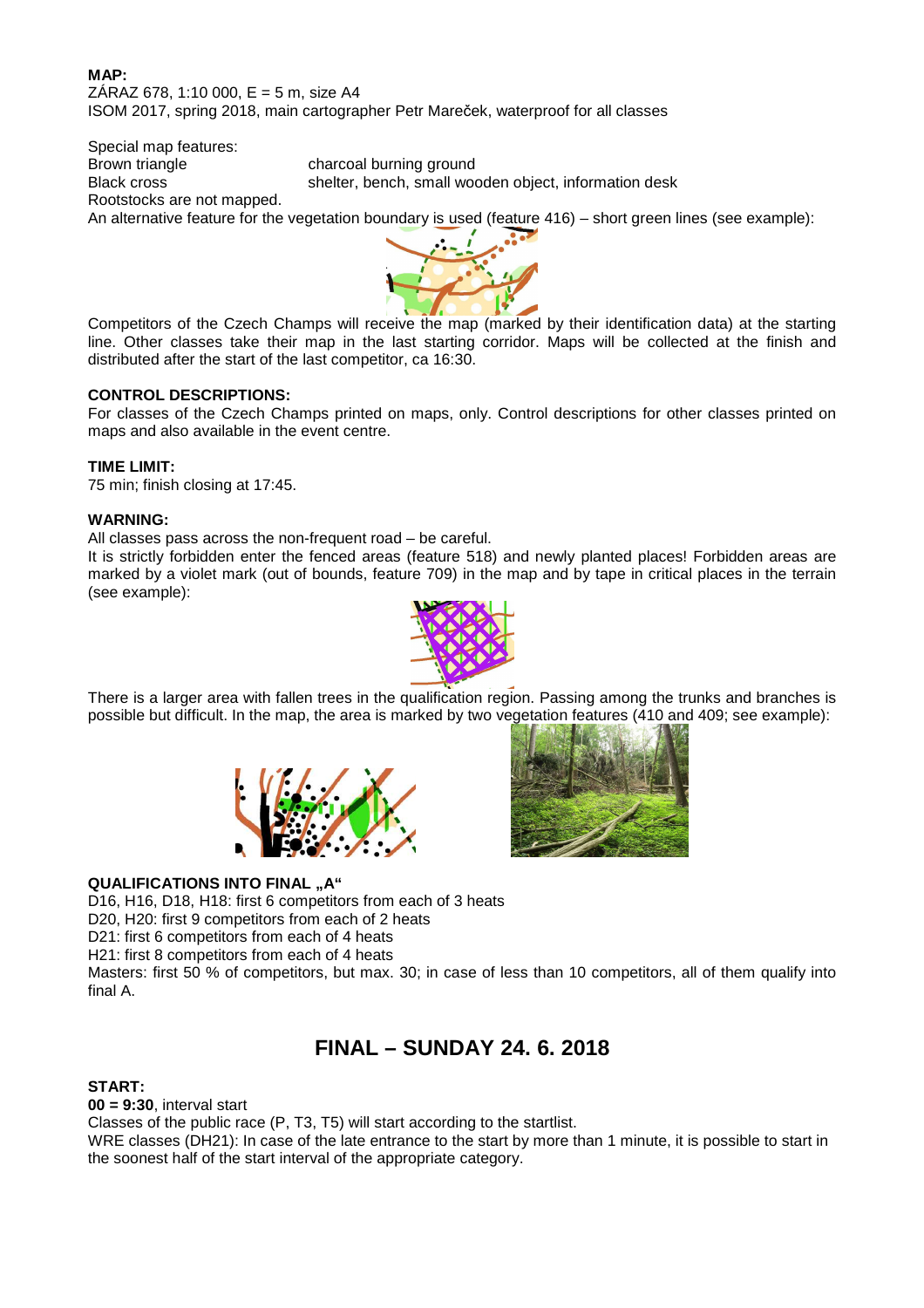**MAP:**
ZÁRAZ 678, 1:10 000, E = 5 m, size A4
ISOM 2017, spring 2018, main cartographer Petr Mareček, waterproof for all classes

Special map features:
Brown triangle — charcoal burning ground
Black cross — shelter, bench, small wooden object, information desk
Rootstocks are not mapped.
An alternative feature for the vegetation boundary is used (feature 416) – short green lines (see example):

Competitors of the Czech Champs will receive the map (marked by their identification data) at the starting line. Other classes take their map in the last starting corridor. Maps will be collected at the finish and distributed after the start of the last competitor, ca 16:30.

**CONTROL DESCRIPTIONS:**
For classes of the Czech Champs printed on maps, only. Control descriptions for other classes printed on maps and also available in the event centre.

**TIME LIMIT:**
75 min; finish closing at 17:45.

**WARNING:**
All classes pass across the non-frequent road – be careful.
It is strictly forbidden enter the fenced areas (feature 518) and newly planted places! Forbidden areas are marked by a violet mark (out of bounds, feature 709) in the map and by tape in critical places in the terrain (see example):

There is a larger area with fallen trees in the qualification region. Passing among the trunks and branches is possible but difficult. In the map, the area is marked by two vegetation features (410 and 409; see example):

**QUALIFICATIONS INTO FINAL „A“**
D16, H16, D18, H18: first 6 competitors from each of 3 heats
D20, H20: first 9 competitors from each of 2 heats
D21: first 6 competitors from each of 4 heats
H21: first 8 competitors from each of 4 heats
Masters: first 50 % of competitors, but max. 30; in case of less than 10 competitors, all of them qualify into final A.

## FINAL – SUNDAY 24. 6. 2018

**START:**
**00 = 9:30**, interval start
Classes of the public race (P, T3, T5) will start according to the startlist.
WRE classes (DH21): In case of the late entrance to the start by more than 1 minute, it is possible to start in the soonest half of the start interval of the appropriate category.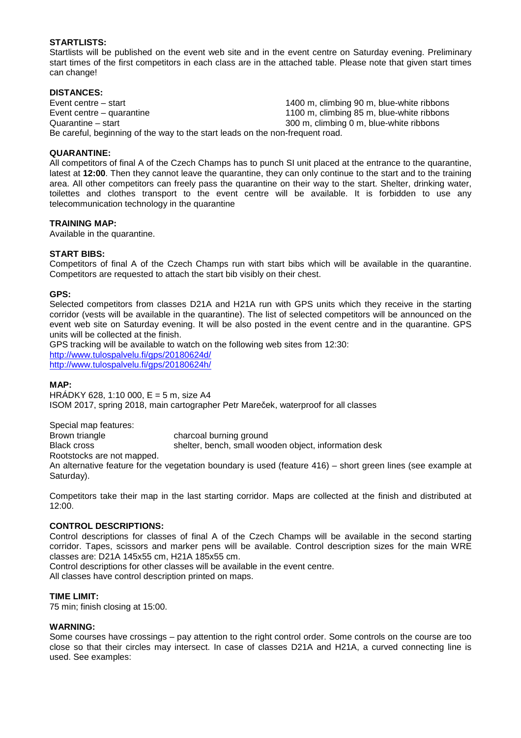**STARTLISTS:**
Startlists will be published on the event web site and in the event centre on Saturday evening. Preliminary start times of the first competitors in each class are in the attached table. Please note that given start times can change!

**DISTANCES:**

| | |
|---|---|
| Event centre – start | 1400 m, climbing 90 m, blue-white ribbons |
| Event centre – quarantine | 1100 m, climbing 85 m, blue-white ribbons |
| Quarantine – start | 300 m, climbing 0 m, blue-white ribbons |

Be careful, beginning of the way to the start leads on the non-frequent road.

**QUARANTINE:**
All competitors of final A of the Czech Champs has to punch SI unit placed at the entrance to the quarantine, latest at **12:00**. Then they cannot leave the quarantine, they can only continue to the start and to the training area. All other competitors can freely pass the quarantine on their way to the start. Shelter, drinking water, toilettes and clothes transport to the event centre will be available. It is forbidden to use any telecommunication technology in the quarantine

**TRAINING MAP:**
Available in the quarantine.

**START BIBS:**
Competitors of final A of the Czech Champs run with start bibs which will be available in the quarantine. Competitors are requested to attach the start bib visibly on their chest.

**GPS:**
Selected competitors from classes D21A and H21A run with GPS units which they receive in the starting corridor (vests will be available in the quarantine). The list of selected competitors will be announced on the event web site on Saturday evening. It will be also posted in the event centre and in the quarantine. GPS units will be collected at the finish.
GPS tracking will be available to watch on the following web sites from 12:30:
http://www.tulospalvelu.fi/gps/20180624d/
http://www.tulospalvelu.fi/gps/20180624h/

**MAP:**
HRÁDKY 628, 1:10 000, E = 5 m, size A4
ISOM 2017, spring 2018, main cartographer Petr Mareček, waterproof for all classes

Special map features:

| | |
|---|---|
| Brown triangle | charcoal burning ground |
| Black cross | shelter, bench, small wooden object, information desk |

Rootstocks are not mapped.
An alternative feature for the vegetation boundary is used (feature 416) – short green lines (see example at Saturday).

Competitors take their map in the last starting corridor. Maps are collected at the finish and distributed at 12:00.

**CONTROL DESCRIPTIONS:**
Control descriptions for classes of final A of the Czech Champs will be available in the second starting corridor. Tapes, scissors and marker pens will be available. Control description sizes for the main WRE classes are: D21A 145x55 cm, H21A 185x55 cm.
Control descriptions for other classes will be available in the event centre.
All classes have control description printed on maps.

**TIME LIMIT:**
75 min; finish closing at 15:00.

**WARNING:**
Some courses have crossings – pay attention to the right control order. Some controls on the course are too close so that their circles may intersect. In case of classes D21A and H21A, a curved connecting line is used. See examples: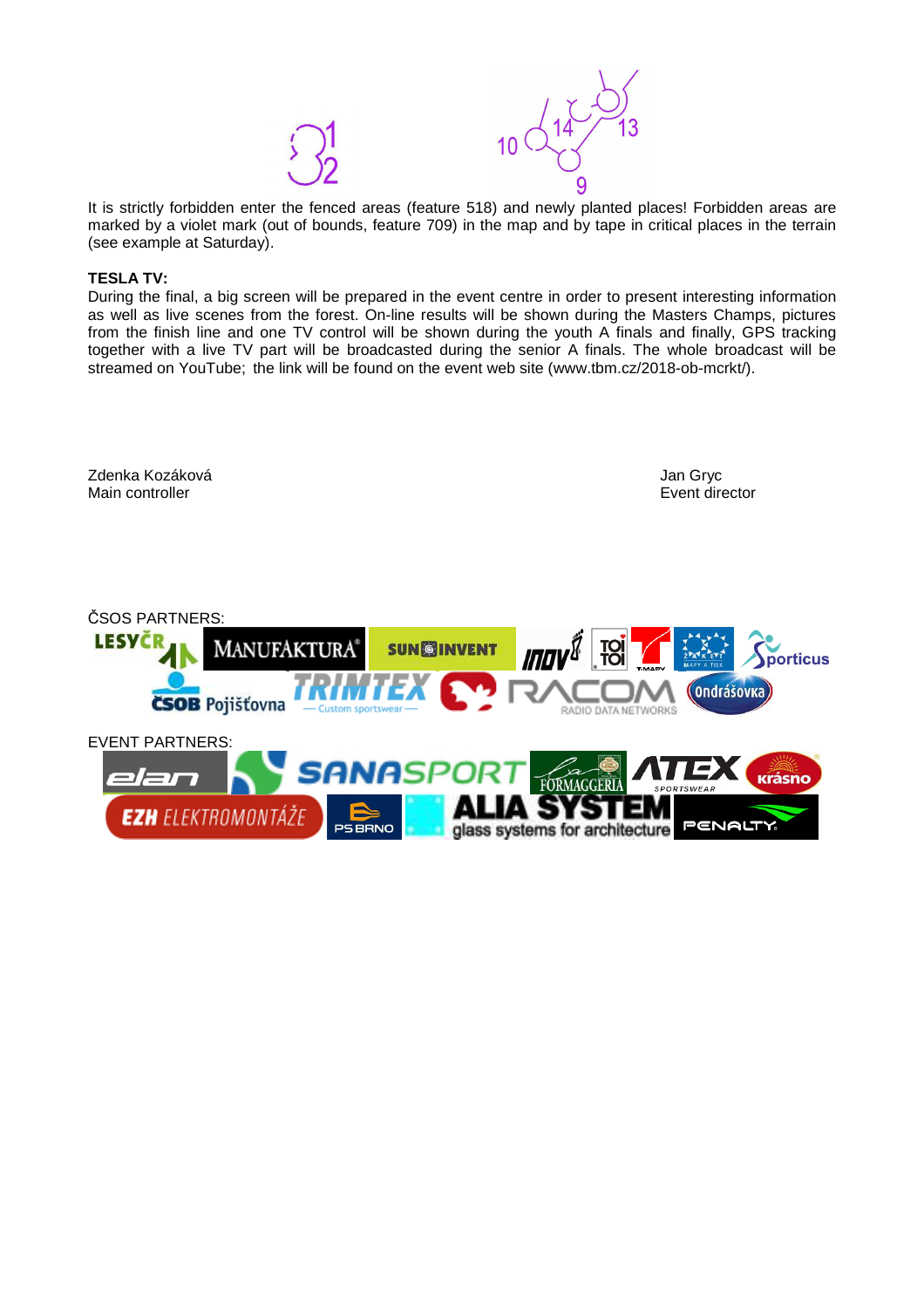It is strictly forbidden enter the fenced areas (feature 518) and newly planted places! Forbidden areas are marked by a violet mark (out of bounds, feature 709) in the map and by tape in critical places in the terrain (see example at Saturday).

**TESLA TV:**

During the final, a big screen will be prepared in the event centre in order to present interesting information as well as live scenes from the forest. On-line results will be shown during the Masters Champs, pictures from the finish line and one TV control will be shown during the youth A finals and finally, GPS tracking together with a live TV part will be broadcasted during the senior A finals. The whole broadcast will be streamed on YouTube; the link will be found on the event web site (www.tbm.cz/2018-ob-mcrkt/).

Zdenka Kozáková
Main controller

Jan Gryc
Event director

ČSOS PARTNERS:

EVENT PARTNERS: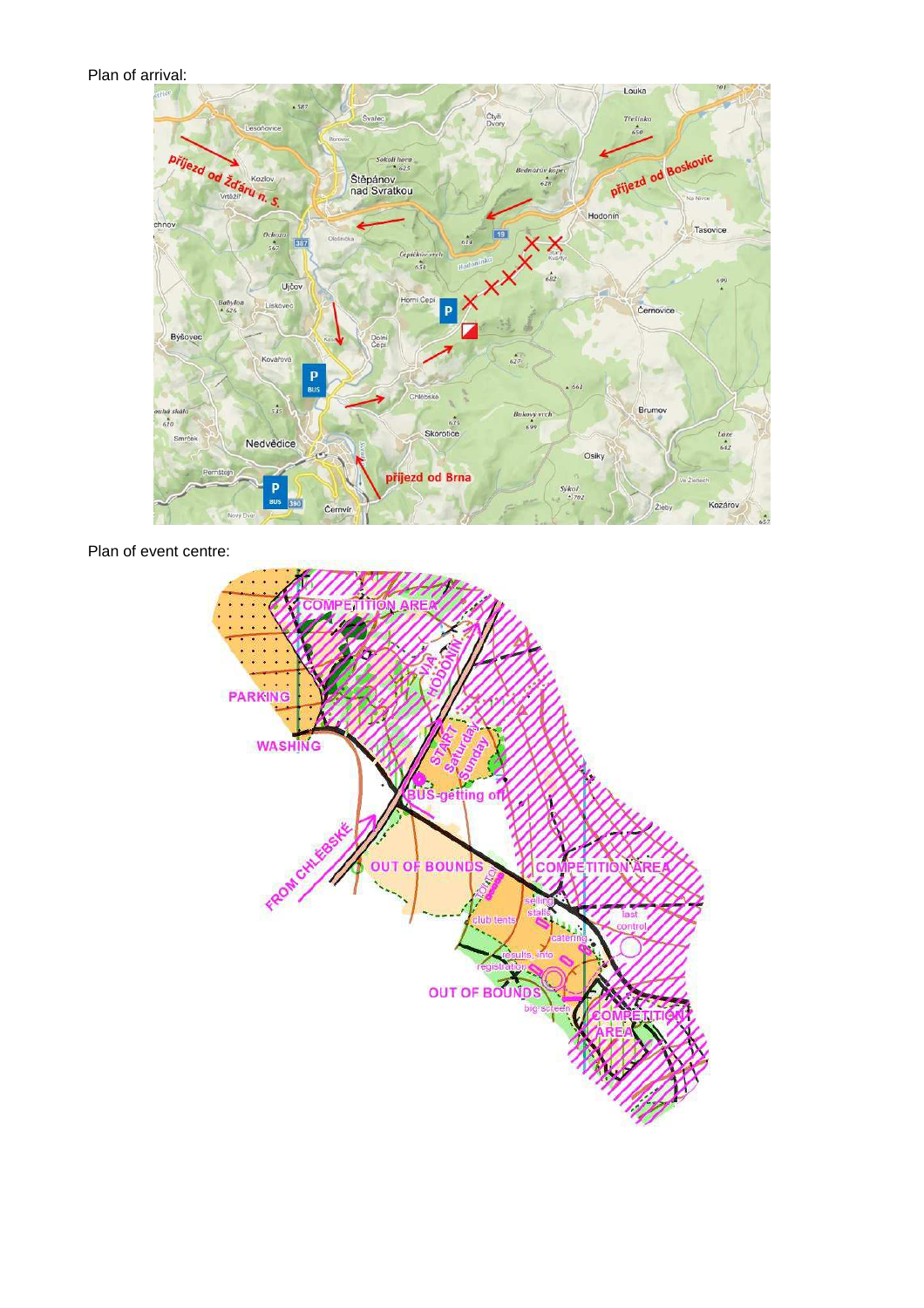Plan of arrival:

Plan of event centre: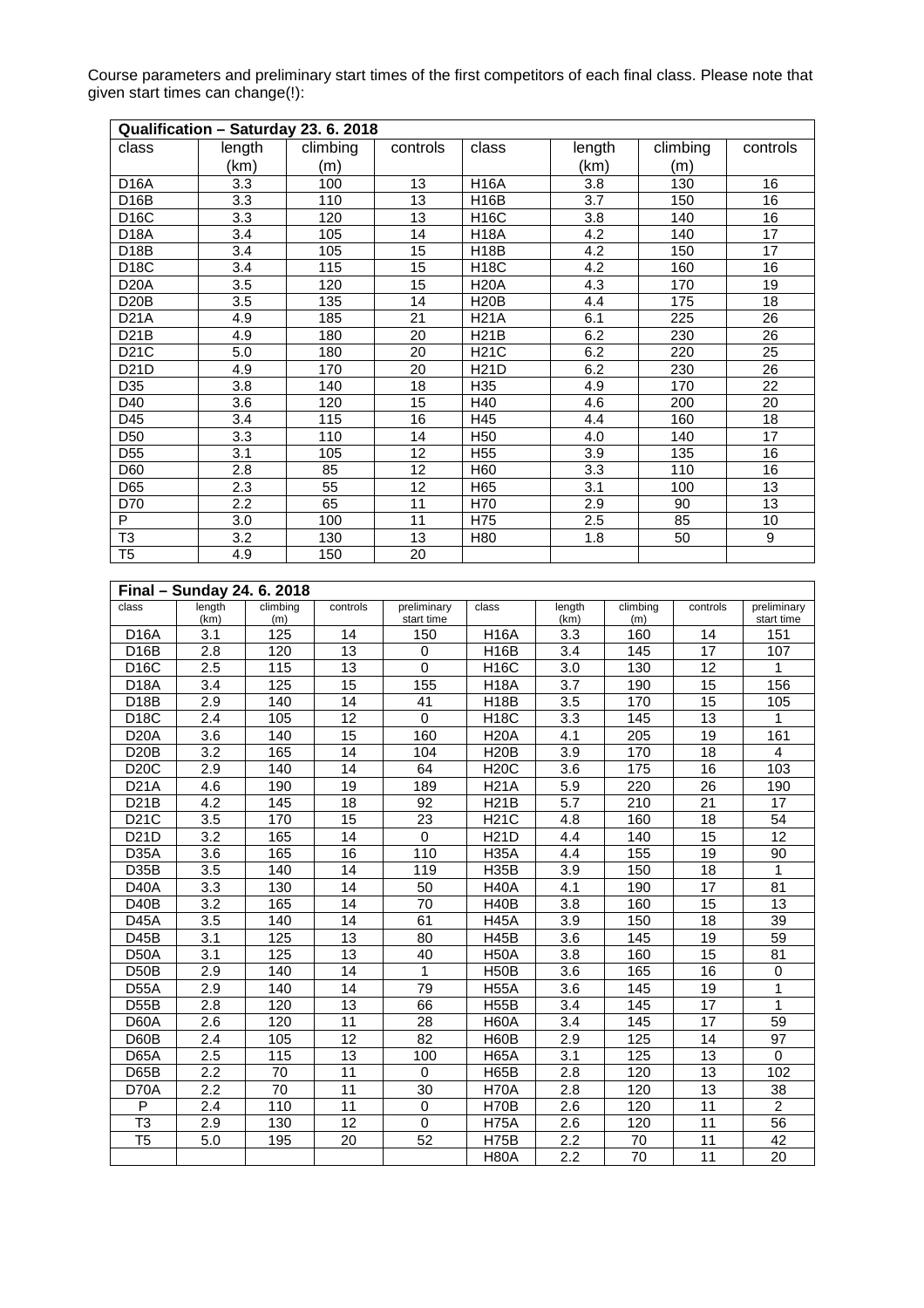Course parameters and preliminary start times of the first competitors of each final class. Please note that given start times can change(!):

| Qualification – Saturday 23. 6. 2018 | | | | | | | |
|---|---|---|---|---|---|---|---|
| class | length (km) | climbing (m) | controls | class | length (km) | climbing (m) | controls |
| D16A | 3.3 | 100 | 13 | H16A | 3.8 | 130 | 16 |
| D16B | 3.3 | 110 | 13 | H16B | 3.7 | 150 | 16 |
| D16C | 3.3 | 120 | 13 | H16C | 3.8 | 140 | 16 |
| D18A | 3.4 | 105 | 14 | H18A | 4.2 | 140 | 17 |
| D18B | 3.4 | 105 | 15 | H18B | 4.2 | 150 | 17 |
| D18C | 3.4 | 115 | 15 | H18C | 4.2 | 160 | 16 |
| D20A | 3.5 | 120 | 15 | H20A | 4.3 | 170 | 19 |
| D20B | 3.5 | 135 | 14 | H20B | 4.4 | 175 | 18 |
| D21A | 4.9 | 185 | 21 | H21A | 6.1 | 225 | 26 |
| D21B | 4.9 | 180 | 20 | H21B | 6.2 | 230 | 26 |
| D21C | 5.0 | 180 | 20 | H21C | 6.2 | 220 | 25 |
| D21D | 4.9 | 170 | 20 | H21D | 6.2 | 230 | 26 |
| D35 | 3.8 | 140 | 18 | H35 | 4.9 | 170 | 22 |
| D40 | 3.6 | 120 | 15 | H40 | 4.6 | 200 | 20 |
| D45 | 3.4 | 115 | 16 | H45 | 4.4 | 160 | 18 |
| D50 | 3.3 | 110 | 14 | H50 | 4.0 | 140 | 17 |
| D55 | 3.1 | 105 | 12 | H55 | 3.9 | 135 | 16 |
| D60 | 2.8 | 85 | 12 | H60 | 3.3 | 110 | 16 |
| D65 | 2.3 | 55 | 12 | H65 | 3.1 | 100 | 13 |
| D70 | 2.2 | 65 | 11 | H70 | 2.9 | 90 | 13 |
| P | 3.0 | 100 | 11 | H75 | 2.5 | 85 | 10 |
| T3 | 3.2 | 130 | 13 | H80 | 1.8 | 50 | 9 |
| T5 | 4.9 | 150 | 20 | | | | |

| Final – Sunday 24. 6. 2018 | | | | | | | | | |
|---|---|---|---|---|---|---|---|---|---|
| class | length (km) | climbing (m) | controls | preliminary start time | class | length (km) | climbing (m) | controls | preliminary start time |
| D16A | 3.1 | 125 | 14 | 150 | H16A | 3.3 | 160 | 14 | 151 |
| D16B | 2.8 | 120 | 13 | 0 | H16B | 3.4 | 145 | 17 | 107 |
| D16C | 2.5 | 115 | 13 | 0 | H16C | 3.0 | 130 | 12 | 1 |
| D18A | 3.4 | 125 | 15 | 155 | H18A | 3.7 | 190 | 15 | 156 |
| D18B | 2.9 | 140 | 14 | 41 | H18B | 3.5 | 170 | 15 | 105 |
| D18C | 2.4 | 105 | 12 | 0 | H18C | 3.3 | 145 | 13 | 1 |
| D20A | 3.6 | 140 | 15 | 160 | H20A | 4.1 | 205 | 19 | 161 |
| D20B | 3.2 | 165 | 14 | 104 | H20B | 3.9 | 170 | 18 | 4 |
| D20C | 2.9 | 140 | 14 | 64 | H20C | 3.6 | 175 | 16 | 103 |
| D21A | 4.6 | 190 | 19 | 189 | H21A | 5.9 | 220 | 26 | 190 |
| D21B | 4.2 | 145 | 18 | 92 | H21B | 5.7 | 210 | 21 | 17 |
| D21C | 3.5 | 170 | 15 | 23 | H21C | 4.8 | 160 | 18 | 54 |
| D21D | 3.2 | 165 | 14 | 0 | H21D | 4.4 | 140 | 15 | 12 |
| D35A | 3.6 | 165 | 16 | 110 | H35A | 4.4 | 155 | 19 | 90 |
| D35B | 3.5 | 140 | 14 | 119 | H35B | 3.9 | 150 | 18 | 1 |
| D40A | 3.3 | 130 | 14 | 50 | H40A | 4.1 | 190 | 17 | 81 |
| D40B | 3.2 | 165 | 14 | 70 | H40B | 3.8 | 160 | 15 | 13 |
| D45A | 3.5 | 140 | 14 | 61 | H45A | 3.9 | 150 | 18 | 39 |
| D45B | 3.1 | 125 | 13 | 80 | H45B | 3.6 | 145 | 19 | 59 |
| D50A | 3.1 | 125 | 13 | 40 | H50A | 3.8 | 160 | 15 | 81 |
| D50B | 2.9 | 140 | 14 | 1 | H50B | 3.6 | 165 | 16 | 0 |
| D55A | 2.9 | 140 | 14 | 79 | H55A | 3.6 | 145 | 19 | 1 |
| D55B | 2.8 | 120 | 13 | 66 | H55B | 3.4 | 145 | 17 | 1 |
| D60A | 2.6 | 120 | 11 | 28 | H60A | 3.4 | 145 | 17 | 59 |
| D60B | 2.4 | 105 | 12 | 82 | H60B | 2.9 | 125 | 14 | 97 |
| D65A | 2.5 | 115 | 13 | 100 | H65A | 3.1 | 125 | 13 | 0 |
| D65B | 2.2 | 70 | 11 | 0 | H65B | 2.8 | 120 | 13 | 102 |
| D70A | 2.2 | 70 | 11 | 30 | H70A | 2.8 | 120 | 13 | 38 |
| P | 2.4 | 110 | 11 | 0 | H70B | 2.6 | 120 | 11 | 2 |
| T3 | 2.9 | 130 | 12 | 0 | H75A | 2.6 | 120 | 11 | 56 |
| T5 | 5.0 | 195 | 20 | 52 | H75B | 2.2 | 70 | 11 | 42 |
| | | | | | H80A | 2.2 | 70 | 11 | 20 |